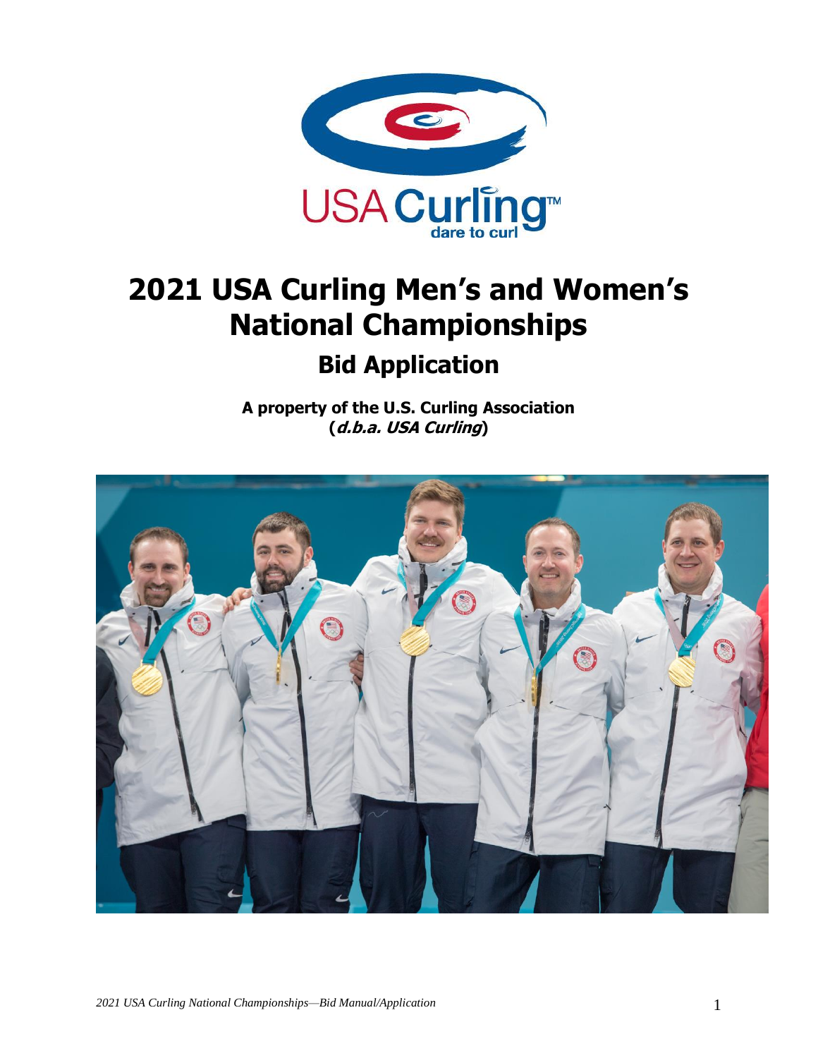# 2021 USA Curling Men's and Women's National Championships

## Bid Application

**A property of the U.S. Curling Association (*d.b.a. USA Curling*)**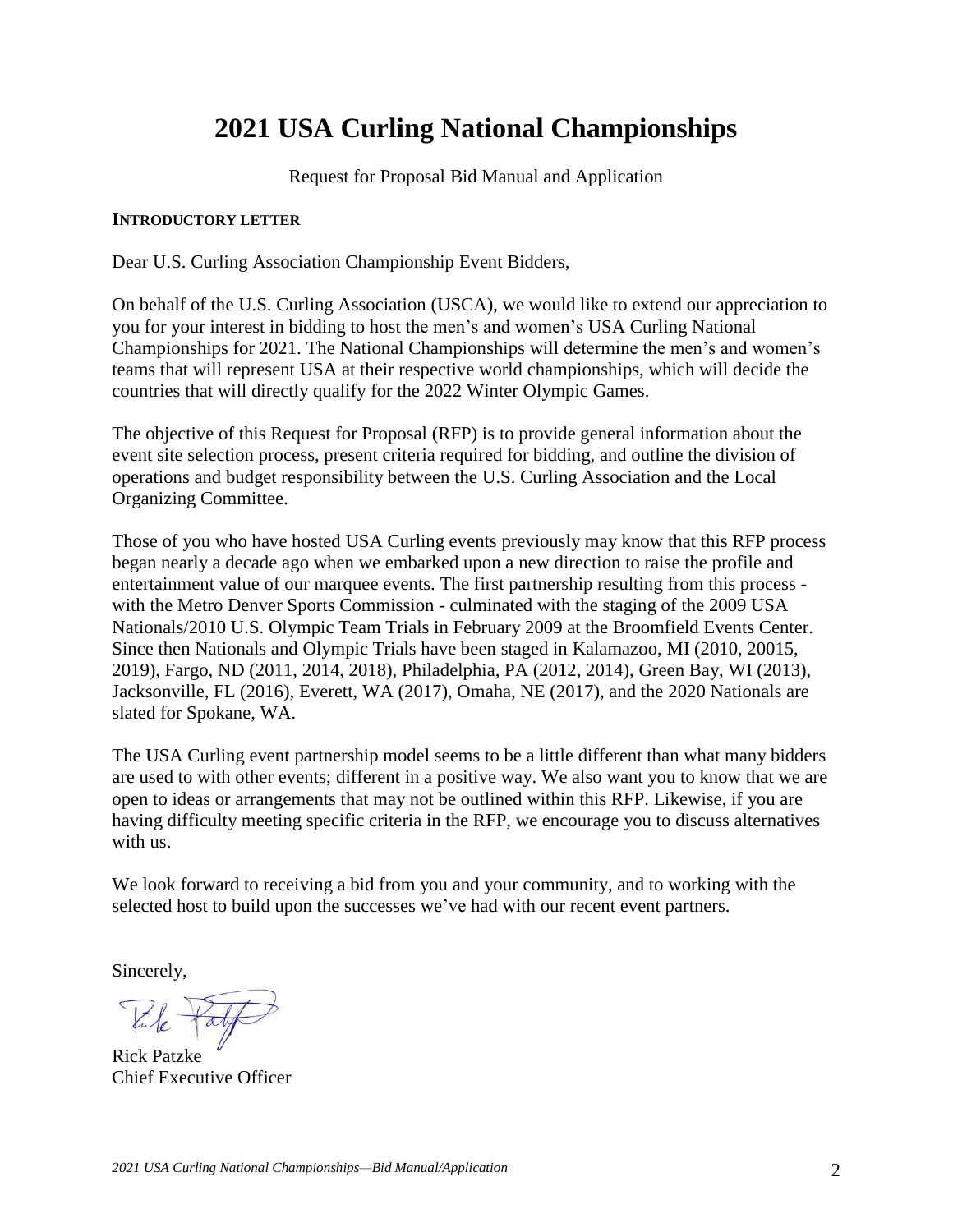# 2021 USA Curling National Championships

Request for Proposal Bid Manual and Application

**INTRODUCTORY LETTER**

Dear U.S. Curling Association Championship Event Bidders,

On behalf of the U.S. Curling Association (USCA), we would like to extend our appreciation to you for your interest in bidding to host the men's and women's USA Curling National Championships for 2021. The National Championships will determine the men's and women's teams that will represent USA at their respective world championships, which will decide the countries that will directly qualify for the 2022 Winter Olympic Games.

The objective of this Request for Proposal (RFP) is to provide general information about the event site selection process, present criteria required for bidding, and outline the division of operations and budget responsibility between the U.S. Curling Association and the Local Organizing Committee.

Those of you who have hosted USA Curling events previously may know that this RFP process began nearly a decade ago when we embarked upon a new direction to raise the profile and entertainment value of our marquee events. The first partnership resulting from this process - with the Metro Denver Sports Commission - culminated with the staging of the 2009 USA Nationals/2010 U.S. Olympic Team Trials in February 2009 at the Broomfield Events Center. Since then Nationals and Olympic Trials have been staged in Kalamazoo, MI (2010, 20015, 2019), Fargo, ND (2011, 2014, 2018), Philadelphia, PA (2012, 2014), Green Bay, WI (2013), Jacksonville, FL (2016), Everett, WA (2017), Omaha, NE (2017), and the 2020 Nationals are slated for Spokane, WA.

The USA Curling event partnership model seems to be a little different than what many bidders are used to with other events; different in a positive way. We also want you to know that we are open to ideas or arrangements that may not be outlined within this RFP. Likewise, if you are having difficulty meeting specific criteria in the RFP, we encourage you to discuss alternatives with us.

We look forward to receiving a bid from you and your community, and to working with the selected host to build upon the successes we've had with our recent event partners.

Sincerely,

Rick Patzke
Chief Executive Officer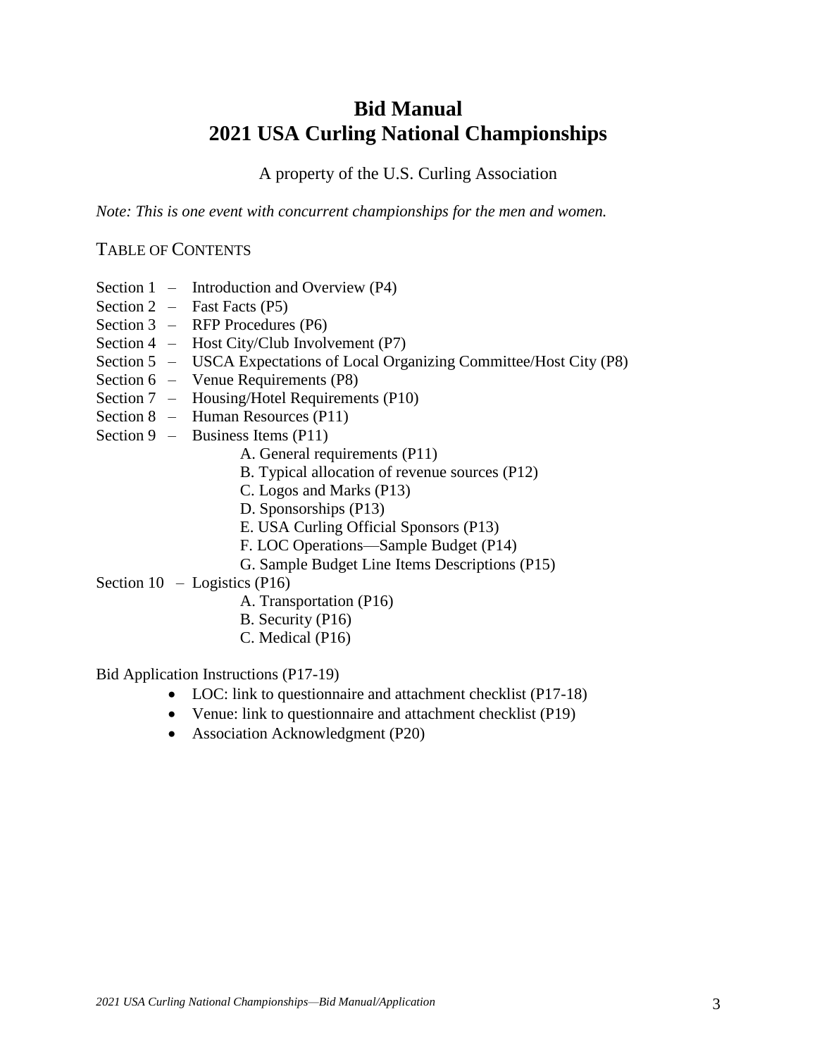# Bid Manual
# 2021 USA Curling National Championships

A property of the U.S. Curling Association

*Note: This is one event with concurrent championships for the men and women.*

## TABLE OF CONTENTS

- Section 1 – Introduction and Overview (P4)
- Section 2 – Fast Facts (P5)
- Section 3 – RFP Procedures (P6)
- Section 4 – Host City/Club Involvement (P7)
- Section 5 – USCA Expectations of Local Organizing Committee/Host City (P8)
- Section 6 – Venue Requirements (P8)
- Section 7 – Housing/Hotel Requirements (P10)
- Section 8 – Human Resources (P11)
- Section 9 – Business Items (P11)
  - A. General requirements (P11)
  - B. Typical allocation of revenue sources (P12)
  - C. Logos and Marks (P13)
  - D. Sponsorships (P13)
  - E. USA Curling Official Sponsors (P13)
  - F. LOC Operations—Sample Budget (P14)
  - G. Sample Budget Line Items Descriptions (P15)
- Section 10 – Logistics (P16)
  - A. Transportation (P16)
  - B. Security (P16)
  - C. Medical (P16)

Bid Application Instructions (P17-19)

- LOC: link to questionnaire and attachment checklist (P17-18)
- Venue: link to questionnaire and attachment checklist (P19)
- Association Acknowledgment (P20)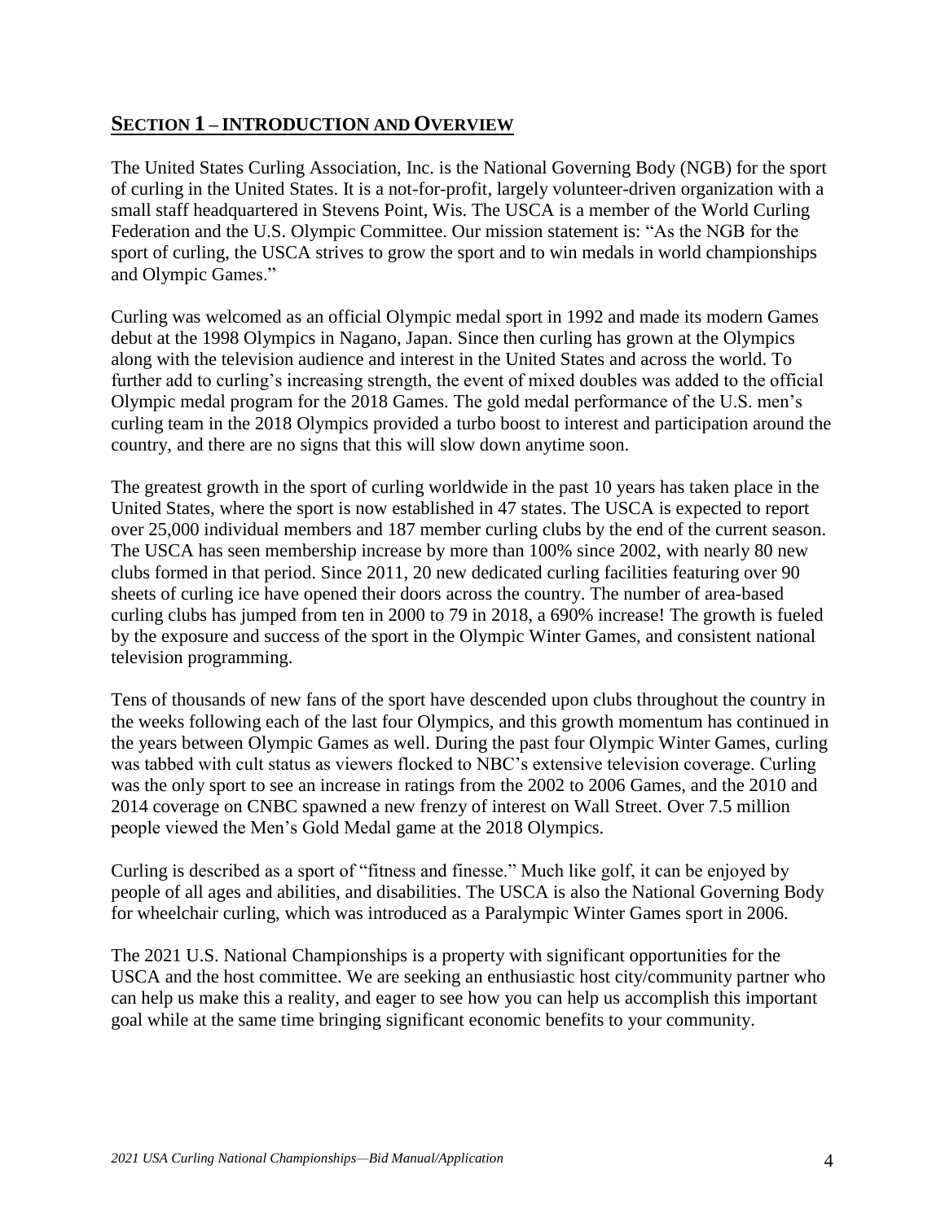## SECTION 1 – INTRODUCTION AND OVERVIEW

The United States Curling Association, Inc. is the National Governing Body (NGB) for the sport of curling in the United States. It is a not-for-profit, largely volunteer-driven organization with a small staff headquartered in Stevens Point, Wis. The USCA is a member of the World Curling Federation and the U.S. Olympic Committee. Our mission statement is: "As the NGB for the sport of curling, the USCA strives to grow the sport and to win medals in world championships and Olympic Games."

Curling was welcomed as an official Olympic medal sport in 1992 and made its modern Games debut at the 1998 Olympics in Nagano, Japan. Since then curling has grown at the Olympics along with the television audience and interest in the United States and across the world. To further add to curling's increasing strength, the event of mixed doubles was added to the official Olympic medal program for the 2018 Games. The gold medal performance of the U.S. men's curling team in the 2018 Olympics provided a turbo boost to interest and participation around the country, and there are no signs that this will slow down anytime soon.

The greatest growth in the sport of curling worldwide in the past 10 years has taken place in the United States, where the sport is now established in 47 states. The USCA is expected to report over 25,000 individual members and 187 member curling clubs by the end of the current season. The USCA has seen membership increase by more than 100% since 2002, with nearly 80 new clubs formed in that period. Since 2011, 20 new dedicated curling facilities featuring over 90 sheets of curling ice have opened their doors across the country. The number of area-based curling clubs has jumped from ten in 2000 to 79 in 2018, a 690% increase! The growth is fueled by the exposure and success of the sport in the Olympic Winter Games, and consistent national television programming.

Tens of thousands of new fans of the sport have descended upon clubs throughout the country in the weeks following each of the last four Olympics, and this growth momentum has continued in the years between Olympic Games as well. During the past four Olympic Winter Games, curling was tabbed with cult status as viewers flocked to NBC's extensive television coverage. Curling was the only sport to see an increase in ratings from the 2002 to 2006 Games, and the 2010 and 2014 coverage on CNBC spawned a new frenzy of interest on Wall Street. Over 7.5 million people viewed the Men's Gold Medal game at the 2018 Olympics.

Curling is described as a sport of "fitness and finesse." Much like golf, it can be enjoyed by people of all ages and abilities, and disabilities. The USCA is also the National Governing Body for wheelchair curling, which was introduced as a Paralympic Winter Games sport in 2006.

The 2021 U.S. National Championships is a property with significant opportunities for the USCA and the host committee. We are seeking an enthusiastic host city/community partner who can help us make this a reality, and eager to see how you can help us accomplish this important goal while at the same time bringing significant economic benefits to your community.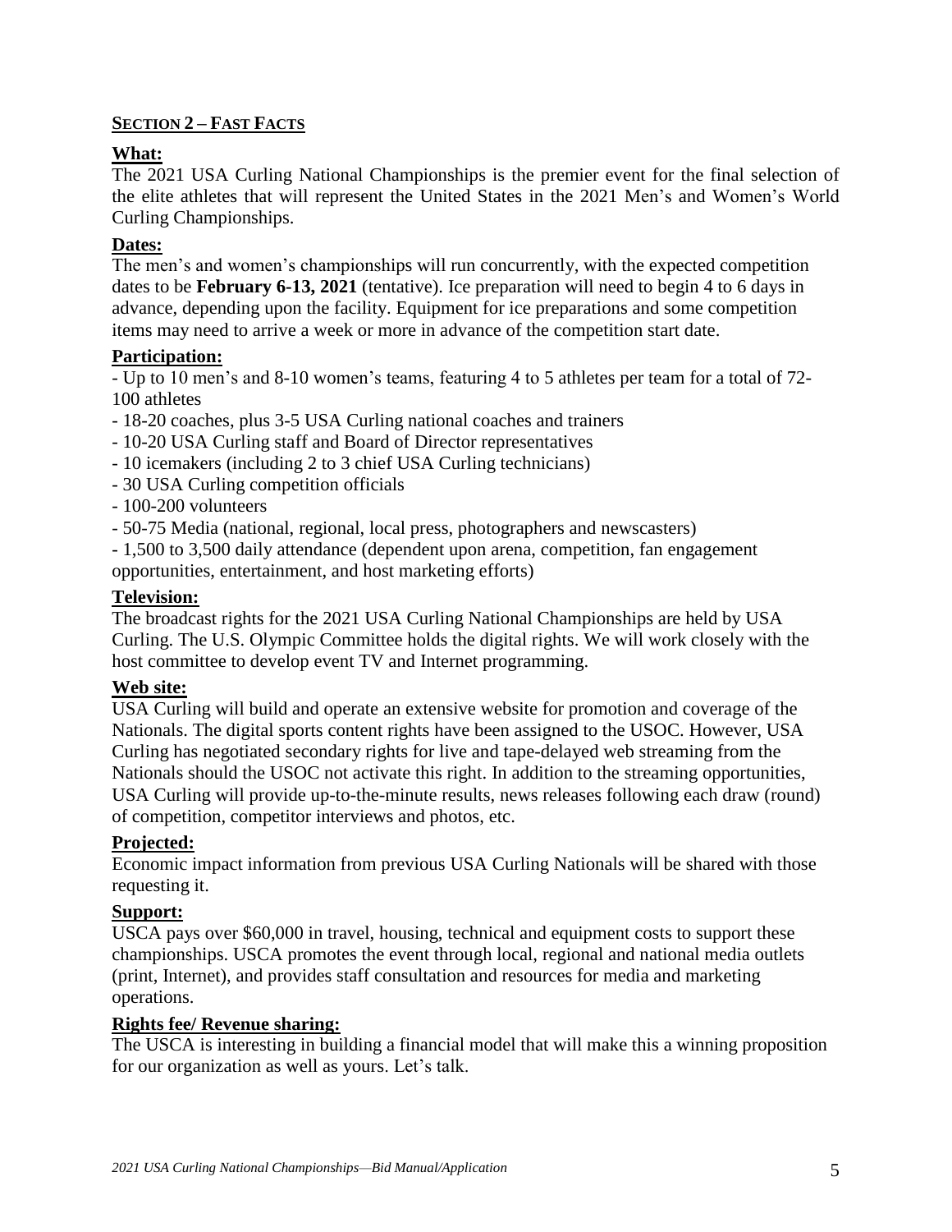## Section 2 – Fast Facts

### What:

The 2021 USA Curling National Championships is the premier event for the final selection of the elite athletes that will represent the United States in the 2021 Men's and Women's World Curling Championships.

### Dates:

The men's and women's championships will run concurrently, with the expected competition dates to be **February 6-13, 2021** (tentative). Ice preparation will need to begin 4 to 6 days in advance, depending upon the facility. Equipment for ice preparations and some competition items may need to arrive a week or more in advance of the competition start date.

### Participation:

- Up to 10 men's and 8-10 women's teams, featuring 4 to 5 athletes per team for a total of 72-100 athletes
- 18-20 coaches, plus 3-5 USA Curling national coaches and trainers
- 10-20 USA Curling staff and Board of Director representatives
- 10 icemakers (including 2 to 3 chief USA Curling technicians)
- 30 USA Curling competition officials
- 100-200 volunteers
- 50-75 Media (national, regional, local press, photographers and newscasters)
- 1,500 to 3,500 daily attendance (dependent upon arena, competition, fan engagement opportunities, entertainment, and host marketing efforts)

### Television:

The broadcast rights for the 2021 USA Curling National Championships are held by USA Curling. The U.S. Olympic Committee holds the digital rights. We will work closely with the host committee to develop event TV and Internet programming.

### Web site:

USA Curling will build and operate an extensive website for promotion and coverage of the Nationals. The digital sports content rights have been assigned to the USOC. However, USA Curling has negotiated secondary rights for live and tape-delayed web streaming from the Nationals should the USOC not activate this right. In addition to the streaming opportunities, USA Curling will provide up-to-the-minute results, news releases following each draw (round) of competition, competitor interviews and photos, etc.

### Projected:

Economic impact information from previous USA Curling Nationals will be shared with those requesting it.

### Support:

USCA pays over $60,000 in travel, housing, technical and equipment costs to support these championships. USCA promotes the event through local, regional and national media outlets (print, Internet), and provides staff consultation and resources for media and marketing operations.

### Rights fee/ Revenue sharing:

The USCA is interesting in building a financial model that will make this a winning proposition for our organization as well as yours. Let's talk.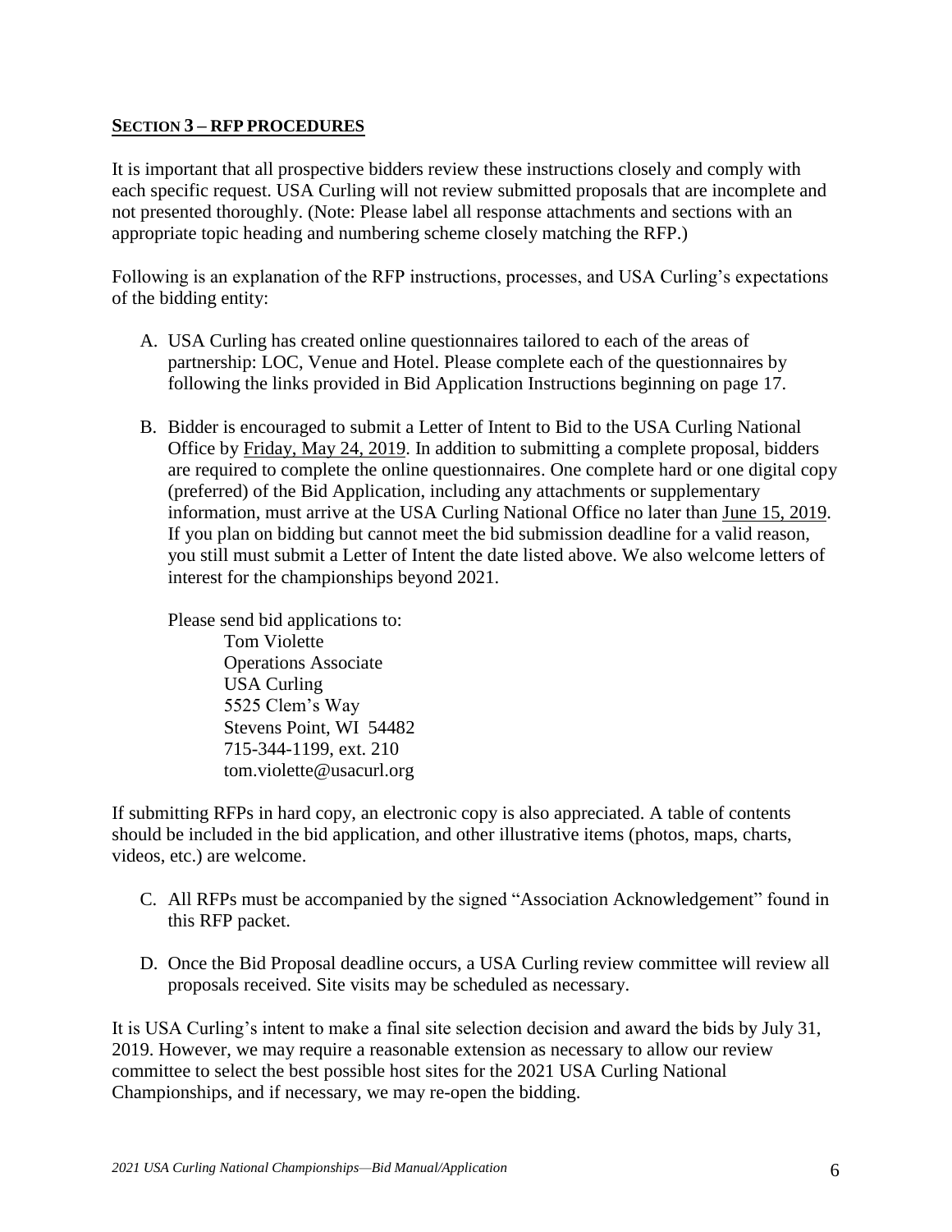## SECTION 3 – RFP PROCEDURES

It is important that all prospective bidders review these instructions closely and comply with each specific request. USA Curling will not review submitted proposals that are incomplete and not presented thoroughly. (Note: Please label all response attachments and sections with an appropriate topic heading and numbering scheme closely matching the RFP.)

Following is an explanation of the RFP instructions, processes, and USA Curling's expectations of the bidding entity:

A. USA Curling has created online questionnaires tailored to each of the areas of partnership: LOC, Venue and Hotel. Please complete each of the questionnaires by following the links provided in Bid Application Instructions beginning on page 17.

B. Bidder is encouraged to submit a Letter of Intent to Bid to the USA Curling National Office by Friday, May 24, 2019. In addition to submitting a complete proposal, bidders are required to complete the online questionnaires. One complete hard or one digital copy (preferred) of the Bid Application, including any attachments or supplementary information, must arrive at the USA Curling National Office no later than June 15, 2019. If you plan on bidding but cannot meet the bid submission deadline for a valid reason, you still must submit a Letter of Intent the date listed above. We also welcome letters of interest for the championships beyond 2021.

   Please send bid applications to:

   Tom Violette  
   Operations Associate  
   USA Curling  
   5525 Clem's Way  
   Stevens Point, WI 54482  
   715-344-1199, ext. 210  
   tom.violette@usacurl.org

If submitting RFPs in hard copy, an electronic copy is also appreciated. A table of contents should be included in the bid application, and other illustrative items (photos, maps, charts, videos, etc.) are welcome.

C. All RFPs must be accompanied by the signed "Association Acknowledgement" found in this RFP packet.

D. Once the Bid Proposal deadline occurs, a USA Curling review committee will review all proposals received. Site visits may be scheduled as necessary.

It is USA Curling's intent to make a final site selection decision and award the bids by July 31, 2019. However, we may require a reasonable extension as necessary to allow our review committee to select the best possible host sites for the 2021 USA Curling National Championships, and if necessary, we may re-open the bidding.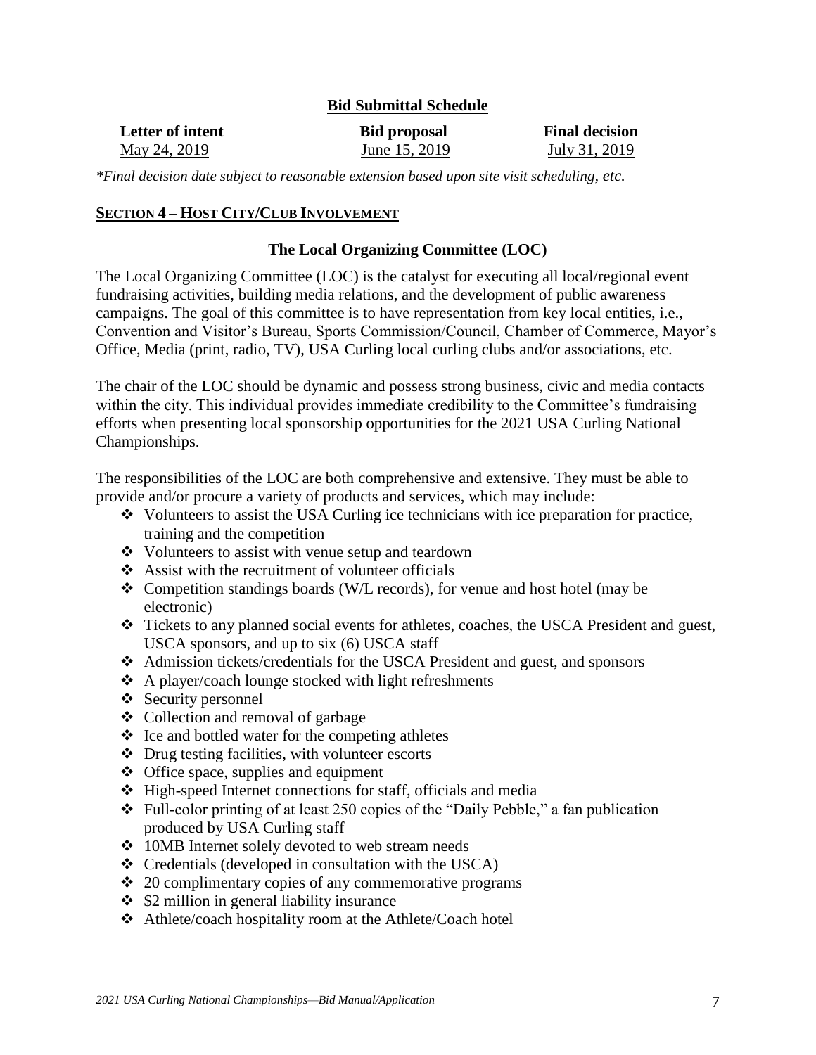## Bid Submittal Schedule

| Letter of intent | Bid proposal | Final decision |
|---|---|---|
| May 24, 2019 | June 15, 2019 | July 31, 2019 |

*\*Final decision date subject to reasonable extension based upon site visit scheduling, etc.*

## SECTION 4 – HOST CITY/CLUB INVOLVEMENT

### The Local Organizing Committee (LOC)

The Local Organizing Committee (LOC) is the catalyst for executing all local/regional event fundraising activities, building media relations, and the development of public awareness campaigns. The goal of this committee is to have representation from key local entities, i.e., Convention and Visitor's Bureau, Sports Commission/Council, Chamber of Commerce, Mayor's Office, Media (print, radio, TV), USA Curling local curling clubs and/or associations, etc.

The chair of the LOC should be dynamic and possess strong business, civic and media contacts within the city. This individual provides immediate credibility to the Committee's fundraising efforts when presenting local sponsorship opportunities for the 2021 USA Curling National Championships.

The responsibilities of the LOC are both comprehensive and extensive. They must be able to provide and/or procure a variety of products and services, which may include:

- Volunteers to assist the USA Curling ice technicians with ice preparation for practice, training and the competition
- Volunteers to assist with venue setup and teardown
- Assist with the recruitment of volunteer officials
- Competition standings boards (W/L records), for venue and host hotel (may be electronic)
- Tickets to any planned social events for athletes, coaches, the USCA President and guest, USCA sponsors, and up to six (6) USCA staff
- Admission tickets/credentials for the USCA President and guest, and sponsors
- A player/coach lounge stocked with light refreshments
- Security personnel
- Collection and removal of garbage
- Ice and bottled water for the competing athletes
- Drug testing facilities, with volunteer escorts
- Office space, supplies and equipment
- High-speed Internet connections for staff, officials and media
- Full-color printing of at least 250 copies of the "Daily Pebble," a fan publication produced by USA Curling staff
- 10MB Internet solely devoted to web stream needs
- Credentials (developed in consultation with the USCA)
- 20 complimentary copies of any commemorative programs
- $2 million in general liability insurance
- Athlete/coach hospitality room at the Athlete/Coach hotel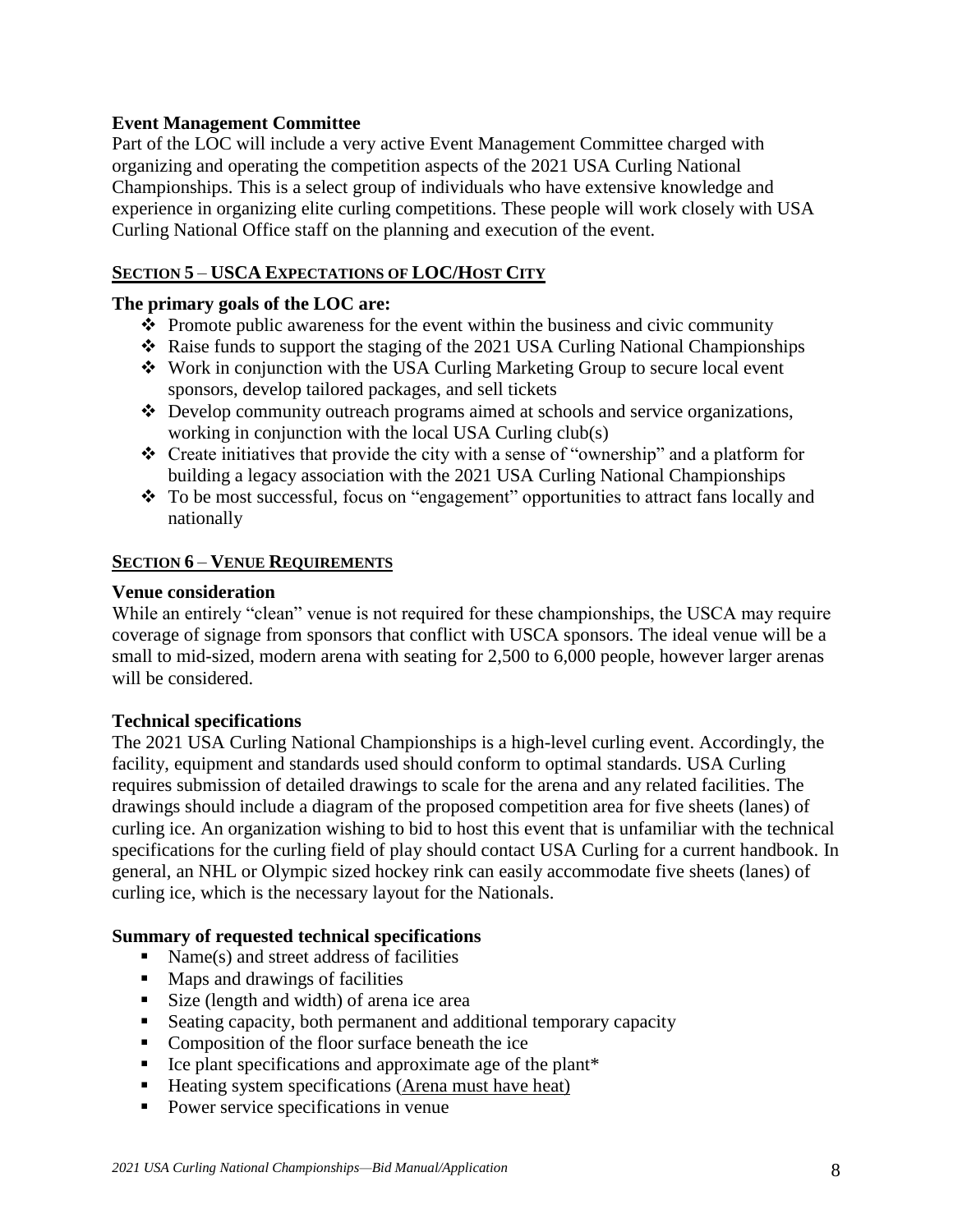**Event Management Committee**

Part of the LOC will include a very active Event Management Committee charged with organizing and operating the competition aspects of the 2021 USA Curling National Championships. This is a select group of individuals who have extensive knowledge and experience in organizing elite curling competitions. These people will work closely with USA Curling National Office staff on the planning and execution of the event.

## SECTION 5 – USCA EXPECTATIONS OF LOC/HOST CITY

**The primary goals of the LOC are:**

- Promote public awareness for the event within the business and civic community
- Raise funds to support the staging of the 2021 USA Curling National Championships
- Work in conjunction with the USA Curling Marketing Group to secure local event sponsors, develop tailored packages, and sell tickets
- Develop community outreach programs aimed at schools and service organizations, working in conjunction with the local USA Curling club(s)
- Create initiatives that provide the city with a sense of "ownership" and a platform for building a legacy association with the 2021 USA Curling National Championships
- To be most successful, focus on "engagement" opportunities to attract fans locally and nationally

## SECTION 6 – VENUE REQUIREMENTS

**Venue consideration**

While an entirely "clean" venue is not required for these championships, the USCA may require coverage of signage from sponsors that conflict with USCA sponsors. The ideal venue will be a small to mid-sized, modern arena with seating for 2,500 to 6,000 people, however larger arenas will be considered.

**Technical specifications**

The 2021 USA Curling National Championships is a high-level curling event. Accordingly, the facility, equipment and standards used should conform to optimal standards. USA Curling requires submission of detailed drawings to scale for the arena and any related facilities. The drawings should include a diagram of the proposed competition area for five sheets (lanes) of curling ice. An organization wishing to bid to host this event that is unfamiliar with the technical specifications for the curling field of play should contact USA Curling for a current handbook. In general, an NHL or Olympic sized hockey rink can easily accommodate five sheets (lanes) of curling ice, which is the necessary layout for the Nationals.

**Summary of requested technical specifications**

- Name(s) and street address of facilities
- Maps and drawings of facilities
- Size (length and width) of arena ice area
- Seating capacity, both permanent and additional temporary capacity
- Composition of the floor surface beneath the ice
- Ice plant specifications and approximate age of the plant*
- Heating system specifications (Arena must have heat)
- Power service specifications in venue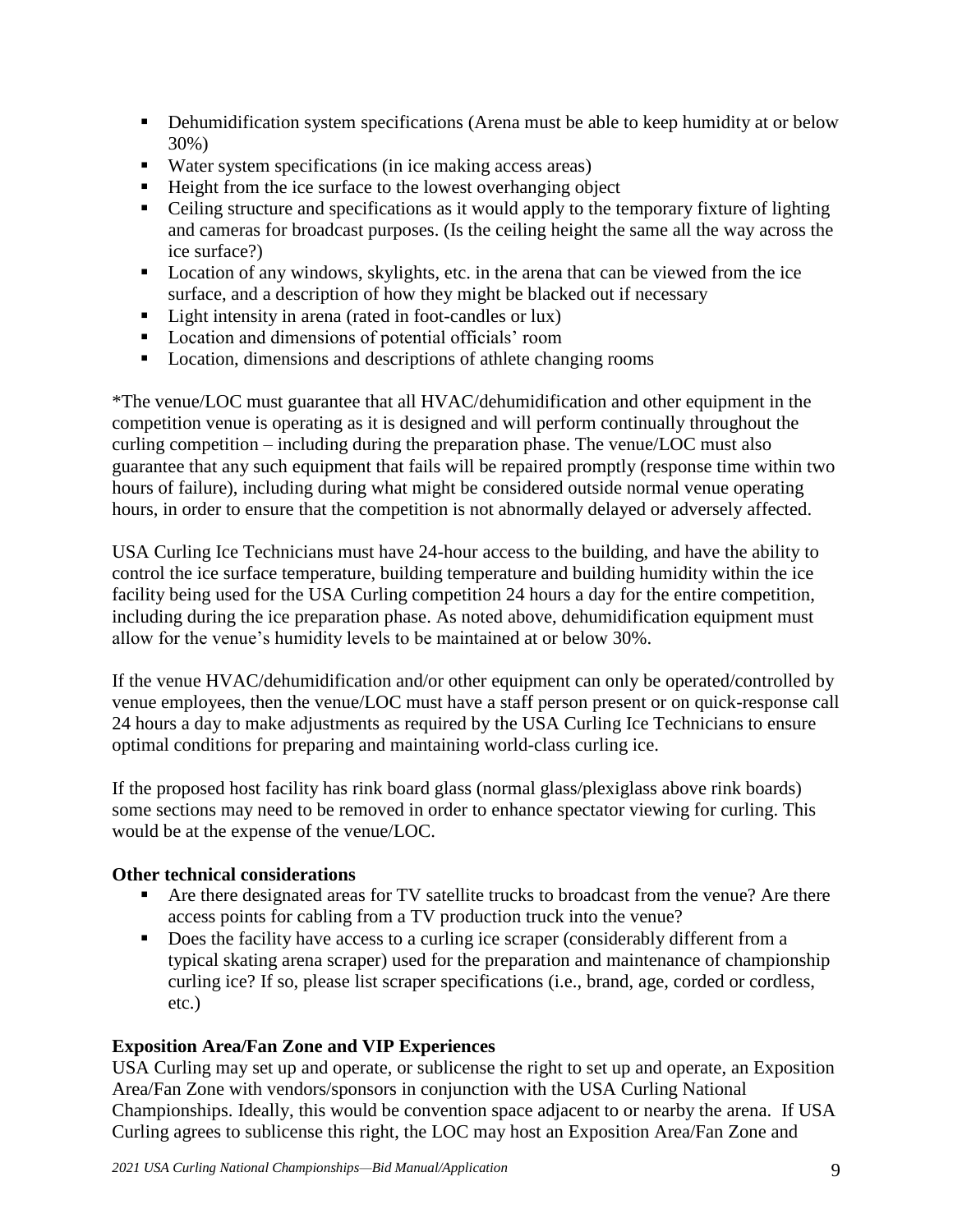- Dehumidification system specifications (Arena must be able to keep humidity at or below 30%)
- Water system specifications (in ice making access areas)
- Height from the ice surface to the lowest overhanging object
- Ceiling structure and specifications as it would apply to the temporary fixture of lighting and cameras for broadcast purposes. (Is the ceiling height the same all the way across the ice surface?)
- Location of any windows, skylights, etc. in the arena that can be viewed from the ice surface, and a description of how they might be blacked out if necessary
- Light intensity in arena (rated in foot-candles or lux)
- Location and dimensions of potential officials' room
- Location, dimensions and descriptions of athlete changing rooms

*The venue/LOC must guarantee that all HVAC/dehumidification and other equipment in the competition venue is operating as it is designed and will perform continually throughout the curling competition – including during the preparation phase. The venue/LOC must also guarantee that any such equipment that fails will be repaired promptly (response time within two hours of failure), including during what might be considered outside normal venue operating hours, in order to ensure that the competition is not abnormally delayed or adversely affected.

USA Curling Ice Technicians must have 24-hour access to the building, and have the ability to control the ice surface temperature, building temperature and building humidity within the ice facility being used for the USA Curling competition 24 hours a day for the entire competition, including during the ice preparation phase. As noted above, dehumidification equipment must allow for the venue's humidity levels to be maintained at or below 30%.

If the venue HVAC/dehumidification and/or other equipment can only be operated/controlled by venue employees, then the venue/LOC must have a staff person present or on quick-response call 24 hours a day to make adjustments as required by the USA Curling Ice Technicians to ensure optimal conditions for preparing and maintaining world-class curling ice.

If the proposed host facility has rink board glass (normal glass/plexiglass above rink boards) some sections may need to be removed in order to enhance spectator viewing for curling. This would be at the expense of the venue/LOC.

**Other technical considerations**

- Are there designated areas for TV satellite trucks to broadcast from the venue? Are there access points for cabling from a TV production truck into the venue?
- Does the facility have access to a curling ice scraper (considerably different from a typical skating arena scraper) used for the preparation and maintenance of championship curling ice? If so, please list scraper specifications (i.e., brand, age, corded or cordless, etc.)

**Exposition Area/Fan Zone and VIP Experiences**

USA Curling may set up and operate, or sublicense the right to set up and operate, an Exposition Area/Fan Zone with vendors/sponsors in conjunction with the USA Curling National Championships. Ideally, this would be convention space adjacent to or nearby the arena. If USA Curling agrees to sublicense this right, the LOC may host an Exposition Area/Fan Zone and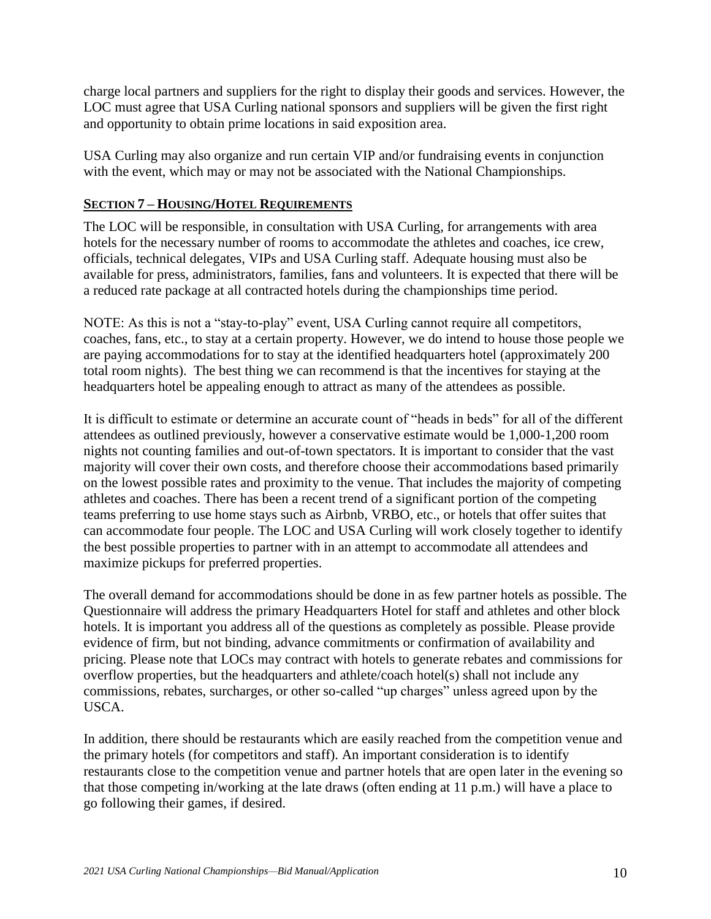charge local partners and suppliers for the right to display their goods and services. However, the LOC must agree that USA Curling national sponsors and suppliers will be given the first right and opportunity to obtain prime locations in said exposition area.

USA Curling may also organize and run certain VIP and/or fundraising events in conjunction with the event, which may or may not be associated with the National Championships.

## SECTION 7 – HOUSING/HOTEL REQUIREMENTS

The LOC will be responsible, in consultation with USA Curling, for arrangements with area hotels for the necessary number of rooms to accommodate the athletes and coaches, ice crew, officials, technical delegates, VIPs and USA Curling staff. Adequate housing must also be available for press, administrators, families, fans and volunteers. It is expected that there will be a reduced rate package at all contracted hotels during the championships time period.

NOTE: As this is not a "stay-to-play" event, USA Curling cannot require all competitors, coaches, fans, etc., to stay at a certain property. However, we do intend to house those people we are paying accommodations for to stay at the identified headquarters hotel (approximately 200 total room nights). The best thing we can recommend is that the incentives for staying at the headquarters hotel be appealing enough to attract as many of the attendees as possible.

It is difficult to estimate or determine an accurate count of "heads in beds" for all of the different attendees as outlined previously, however a conservative estimate would be 1,000-1,200 room nights not counting families and out-of-town spectators. It is important to consider that the vast majority will cover their own costs, and therefore choose their accommodations based primarily on the lowest possible rates and proximity to the venue. That includes the majority of competing athletes and coaches. There has been a recent trend of a significant portion of the competing teams preferring to use home stays such as Airbnb, VRBO, etc., or hotels that offer suites that can accommodate four people. The LOC and USA Curling will work closely together to identify the best possible properties to partner with in an attempt to accommodate all attendees and maximize pickups for preferred properties.

The overall demand for accommodations should be done in as few partner hotels as possible. The Questionnaire will address the primary Headquarters Hotel for staff and athletes and other block hotels. It is important you address all of the questions as completely as possible. Please provide evidence of firm, but not binding, advance commitments or confirmation of availability and pricing. Please note that LOCs may contract with hotels to generate rebates and commissions for overflow properties, but the headquarters and athlete/coach hotel(s) shall not include any commissions, rebates, surcharges, or other so-called "up charges" unless agreed upon by the USCA.

In addition, there should be restaurants which are easily reached from the competition venue and the primary hotels (for competitors and staff). An important consideration is to identify restaurants close to the competition venue and partner hotels that are open later in the evening so that those competing in/working at the late draws (often ending at 11 p.m.) will have a place to go following their games, if desired.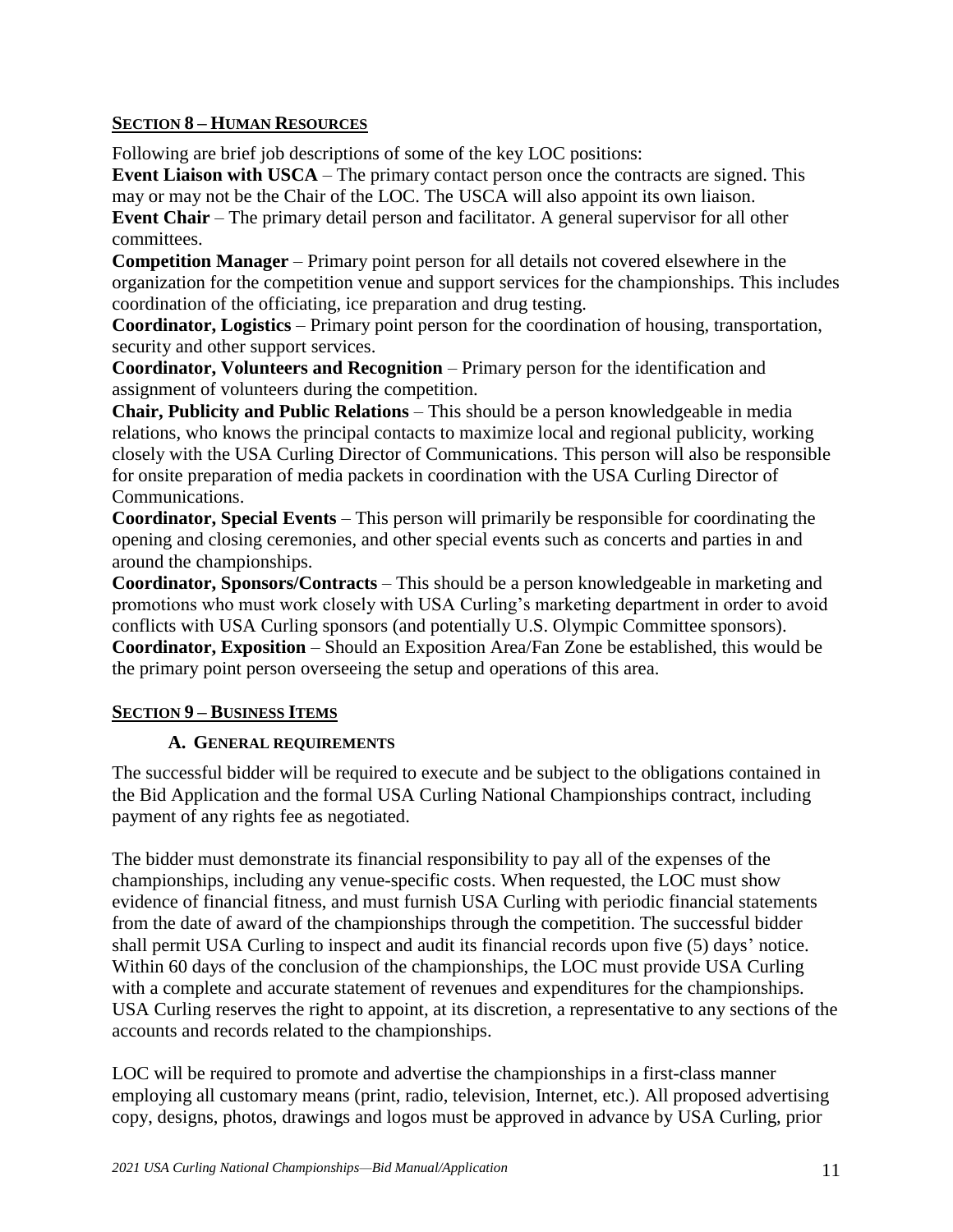## Section 8 – Human Resources

Following are brief job descriptions of some of the key LOC positions:

**Event Liaison with USCA** – The primary contact person once the contracts are signed. This may or may not be the Chair of the LOC. The USCA will also appoint its own liaison.

**Event Chair** – The primary detail person and facilitator. A general supervisor for all other committees.

**Competition Manager** – Primary point person for all details not covered elsewhere in the organization for the competition venue and support services for the championships. This includes coordination of the officiating, ice preparation and drug testing.

**Coordinator, Logistics** – Primary point person for the coordination of housing, transportation, security and other support services.

**Coordinator, Volunteers and Recognition** – Primary person for the identification and assignment of volunteers during the competition.

**Chair, Publicity and Public Relations** – This should be a person knowledgeable in media relations, who knows the principal contacts to maximize local and regional publicity, working closely with the USA Curling Director of Communications. This person will also be responsible for onsite preparation of media packets in coordination with the USA Curling Director of Communications.

**Coordinator, Special Events** – This person will primarily be responsible for coordinating the opening and closing ceremonies, and other special events such as concerts and parties in and around the championships.

**Coordinator, Sponsors/Contracts** – This should be a person knowledgeable in marketing and promotions who must work closely with USA Curling's marketing department in order to avoid conflicts with USA Curling sponsors (and potentially U.S. Olympic Committee sponsors).

**Coordinator, Exposition** – Should an Exposition Area/Fan Zone be established, this would be the primary point person overseeing the setup and operations of this area.

## Section 9 – Business Items

### A. General requirements

The successful bidder will be required to execute and be subject to the obligations contained in the Bid Application and the formal USA Curling National Championships contract, including payment of any rights fee as negotiated.

The bidder must demonstrate its financial responsibility to pay all of the expenses of the championships, including any venue-specific costs. When requested, the LOC must show evidence of financial fitness, and must furnish USA Curling with periodic financial statements from the date of award of the championships through the competition. The successful bidder shall permit USA Curling to inspect and audit its financial records upon five (5) days' notice. Within 60 days of the conclusion of the championships, the LOC must provide USA Curling with a complete and accurate statement of revenues and expenditures for the championships. USA Curling reserves the right to appoint, at its discretion, a representative to any sections of the accounts and records related to the championships.

LOC will be required to promote and advertise the championships in a first-class manner employing all customary means (print, radio, television, Internet, etc.). All proposed advertising copy, designs, photos, drawings and logos must be approved in advance by USA Curling, prior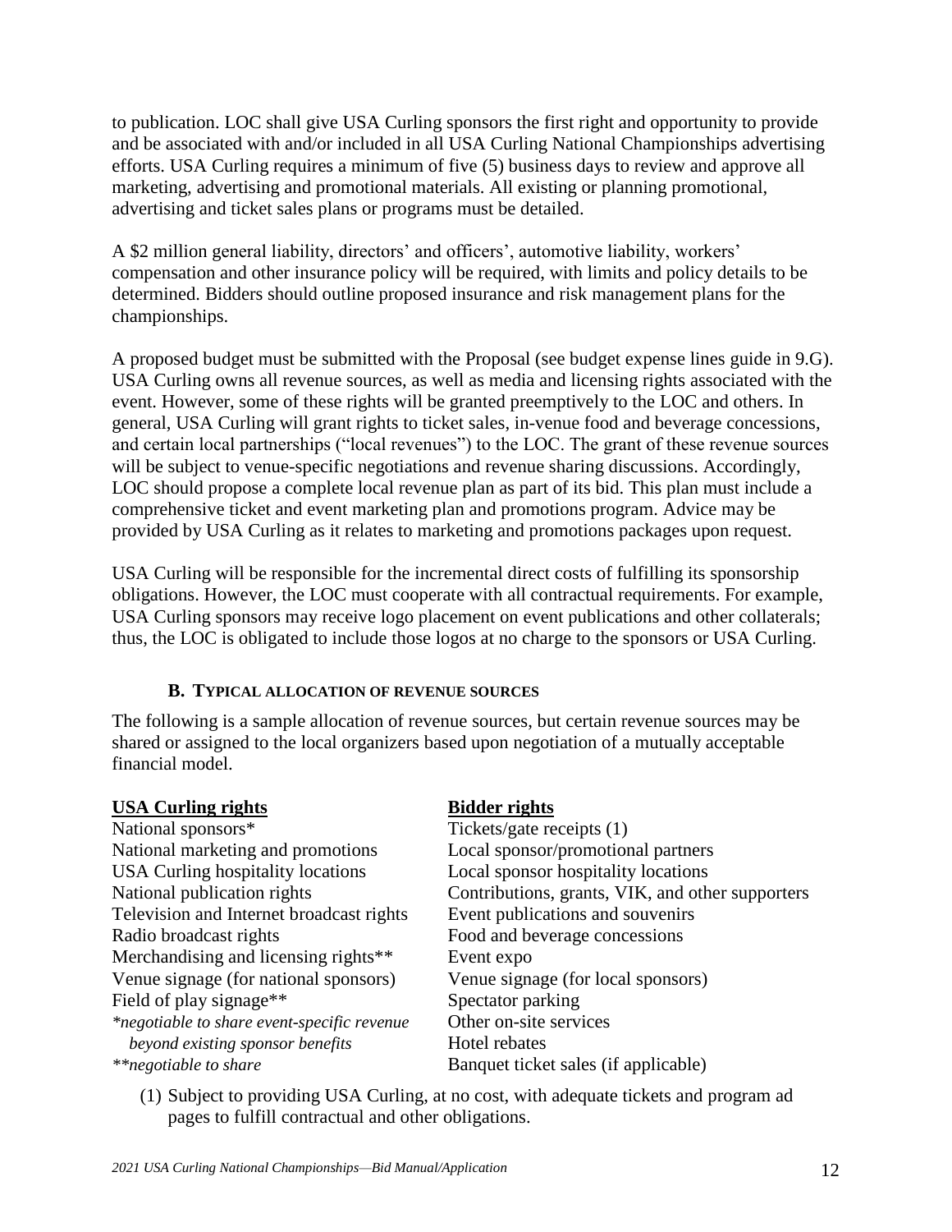to publication. LOC shall give USA Curling sponsors the first right and opportunity to provide and be associated with and/or included in all USA Curling National Championships advertising efforts. USA Curling requires a minimum of five (5) business days to review and approve all marketing, advertising and promotional materials. All existing or planning promotional, advertising and ticket sales plans or programs must be detailed.

A $2 million general liability, directors' and officers', automotive liability, workers' compensation and other insurance policy will be required, with limits and policy details to be determined. Bidders should outline proposed insurance and risk management plans for the championships.

A proposed budget must be submitted with the Proposal (see budget expense lines guide in 9.G). USA Curling owns all revenue sources, as well as media and licensing rights associated with the event. However, some of these rights will be granted preemptively to the LOC and others. In general, USA Curling will grant rights to ticket sales, in-venue food and beverage concessions, and certain local partnerships ("local revenues") to the LOC. The grant of these revenue sources will be subject to venue-specific negotiations and revenue sharing discussions. Accordingly, LOC should propose a complete local revenue plan as part of its bid. This plan must include a comprehensive ticket and event marketing plan and promotions program. Advice may be provided by USA Curling as it relates to marketing and promotions packages upon request.

USA Curling will be responsible for the incremental direct costs of fulfilling its sponsorship obligations. However, the LOC must cooperate with all contractual requirements. For example, USA Curling sponsors may receive logo placement on event publications and other collaterals; thus, the LOC is obligated to include those logos at no charge to the sponsors or USA Curling.

### B. Typical allocation of revenue sources

The following is a sample allocation of revenue sources, but certain revenue sources may be shared or assigned to the local organizers based upon negotiation of a mutually acceptable financial model.

| **USA Curling rights** | **Bidder rights** |
|---|---|
| National sponsors* | Tickets/gate receipts (1) |
| National marketing and promotions | Local sponsor/promotional partners |
| USA Curling hospitality locations | Local sponsor hospitality locations |
| National publication rights | Contributions, grants, VIK, and other supporters |
| Television and Internet broadcast rights | Event publications and souvenirs |
| Radio broadcast rights | Food and beverage concessions |
| Merchandising and licensing rights** | Event expo |
| Venue signage (for national sponsors) | Venue signage (for local sponsors) |
| Field of play signage** | Spectator parking |
| *\*negotiable to share event-specific revenue beyond existing sponsor benefits* | Other on-site services |
| | Hotel rebates |
| *\*\*negotiable to share* | Banquet ticket sales (if applicable) |

(1) Subject to providing USA Curling, at no cost, with adequate tickets and program ad pages to fulfill contractual and other obligations.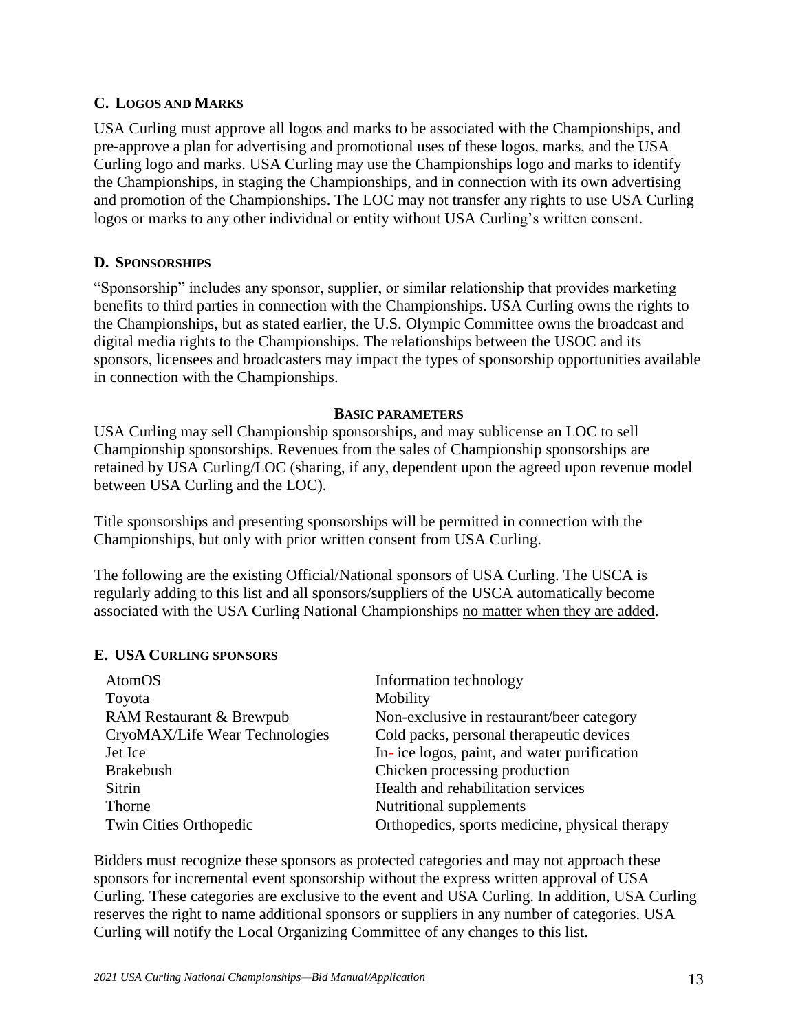### C. Logos and Marks

USA Curling must approve all logos and marks to be associated with the Championships, and pre-approve a plan for advertising and promotional uses of these logos, marks, and the USA Curling logo and marks. USA Curling may use the Championships logo and marks to identify the Championships, in staging the Championships, and in connection with its own advertising and promotion of the Championships. The LOC may not transfer any rights to use USA Curling logos or marks to any other individual or entity without USA Curling's written consent.

### D. Sponsorships

"Sponsorship" includes any sponsor, supplier, or similar relationship that provides marketing benefits to third parties in connection with the Championships. USA Curling owns the rights to the Championships, but as stated earlier, the U.S. Olympic Committee owns the broadcast and digital media rights to the Championships. The relationships between the USOC and its sponsors, licensees and broadcasters may impact the types of sponsorship opportunities available in connection with the Championships.

**Basic parameters**

USA Curling may sell Championship sponsorships, and may sublicense an LOC to sell Championship sponsorships. Revenues from the sales of Championship sponsorships are retained by USA Curling/LOC (sharing, if any, dependent upon the agreed upon revenue model between USA Curling and the LOC).

Title sponsorships and presenting sponsorships will be permitted in connection with the Championships, but only with prior written consent from USA Curling.

The following are the existing Official/National sponsors of USA Curling. The USCA is regularly adding to this list and all sponsors/suppliers of the USCA automatically become associated with the USA Curling National Championships no matter when they are added.

### E. USA Curling Sponsors

| Sponsor | Category |
|---|---|
| AtomOS | Information technology |
| Toyota | Mobility |
| RAM Restaurant & Brewpub | Non-exclusive in restaurant/beer category |
| CryoMAX/Life Wear Technologies | Cold packs, personal therapeutic devices |
| Jet Ice | In- ice logos, paint, and water purification |
| Brakebush | Chicken processing production |
| Sitrin | Health and rehabilitation services |
| Thorne | Nutritional supplements |
| Twin Cities Orthopedic | Orthopedics, sports medicine, physical therapy |

Bidders must recognize these sponsors as protected categories and may not approach these sponsors for incremental event sponsorship without the express written approval of USA Curling. These categories are exclusive to the event and USA Curling. In addition, USA Curling reserves the right to name additional sponsors or suppliers in any number of categories. USA Curling will notify the Local Organizing Committee of any changes to this list.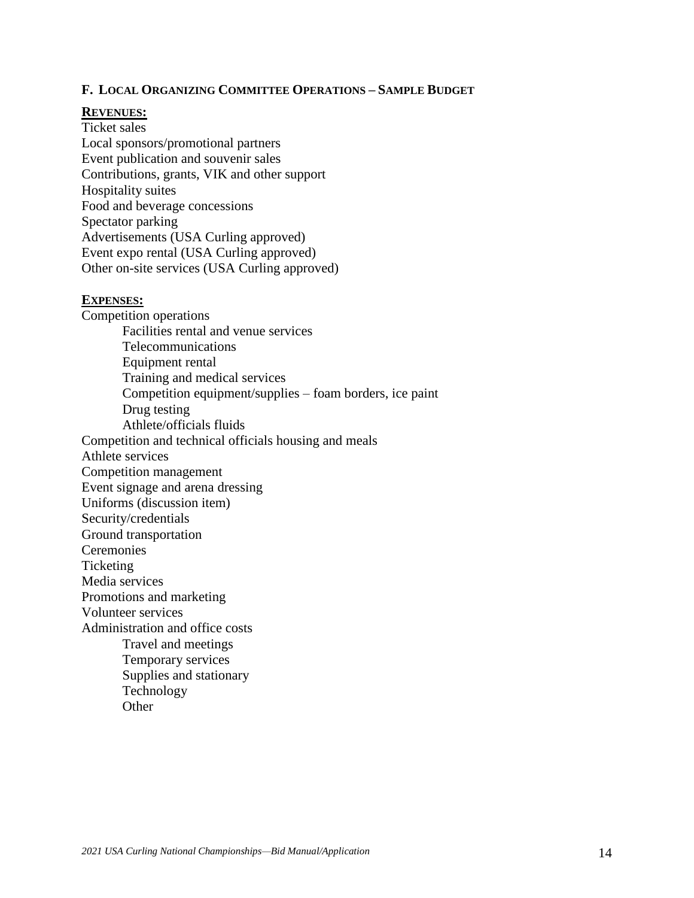### F. Local Organizing Committee Operations – Sample Budget

**Revenues:**

Ticket sales
Local sponsors/promotional partners
Event publication and souvenir sales
Contributions, grants, VIK and other support
Hospitality suites
Food and beverage concessions
Spectator parking
Advertisements (USA Curling approved)
Event expo rental (USA Curling approved)
Other on-site services (USA Curling approved)

**Expenses:**

- Competition operations
  - Facilities rental and venue services
  - Telecommunications
  - Equipment rental
  - Training and medical services
  - Competition equipment/supplies – foam borders, ice paint
  - Drug testing
  - Athlete/officials fluids
- Competition and technical officials housing and meals
- Athlete services
- Competition management
- Event signage and arena dressing
- Uniforms (discussion item)
- Security/credentials
- Ground transportation
- Ceremonies
- Ticketing
- Media services
- Promotions and marketing
- Volunteer services
- Administration and office costs
  - Travel and meetings
  - Temporary services
  - Supplies and stationary
  - Technology
  - Other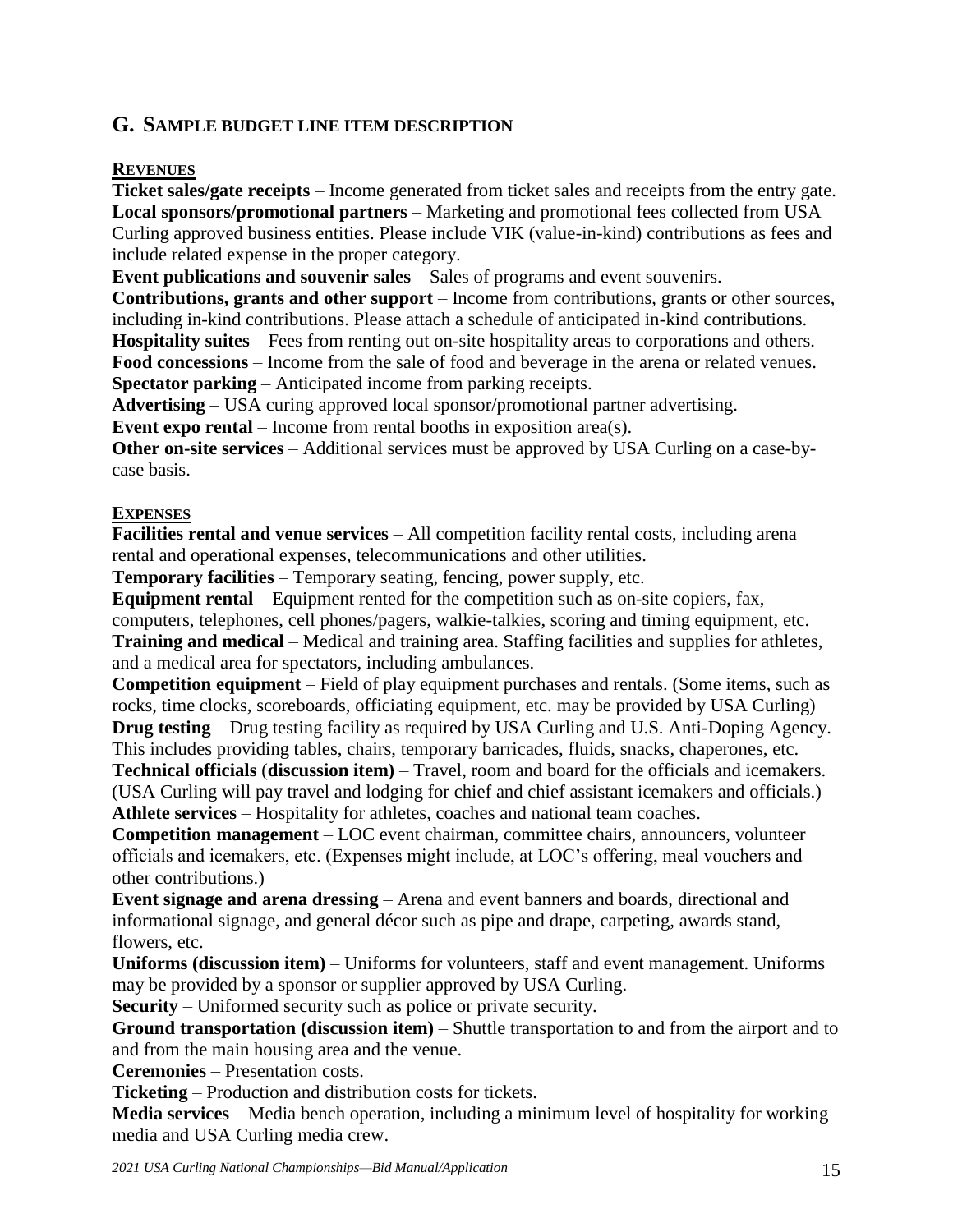## G. Sample budget line item description

**Revenues**

**Ticket sales/gate receipts** – Income generated from ticket sales and receipts from the entry gate.
**Local sponsors/promotional partners** – Marketing and promotional fees collected from USA Curling approved business entities. Please include VIK (value-in-kind) contributions as fees and include related expense in the proper category.
**Event publications and souvenir sales** – Sales of programs and event souvenirs.
**Contributions, grants and other support** – Income from contributions, grants or other sources, including in-kind contributions. Please attach a schedule of anticipated in-kind contributions.
**Hospitality suites** – Fees from renting out on-site hospitality areas to corporations and others.
**Food concessions** – Income from the sale of food and beverage in the arena or related venues.
**Spectator parking** – Anticipated income from parking receipts.
**Advertising** – USA curing approved local sponsor/promotional partner advertising.
**Event expo rental** – Income from rental booths in exposition area(s).
**Other on-site services** – Additional services must be approved by USA Curling on a case-by-case basis.

**Expenses**

**Facilities rental and venue services** – All competition facility rental costs, including arena rental and operational expenses, telecommunications and other utilities.
**Temporary facilities** – Temporary seating, fencing, power supply, etc.
**Equipment rental** – Equipment rented for the competition such as on-site copiers, fax, computers, telephones, cell phones/pagers, walkie-talkies, scoring and timing equipment, etc.
**Training and medical** – Medical and training area. Staffing facilities and supplies for athletes, and a medical area for spectators, including ambulances.
**Competition equipment** – Field of play equipment purchases and rentals. (Some items, such as rocks, time clocks, scoreboards, officiating equipment, etc. may be provided by USA Curling)
**Drug testing** – Drug testing facility as required by USA Curling and U.S. Anti-Doping Agency. This includes providing tables, chairs, temporary barricades, fluids, snacks, chaperones, etc.
**Technical officials** (**discussion item)** – Travel, room and board for the officials and icemakers. (USA Curling will pay travel and lodging for chief and chief assistant icemakers and officials.)
**Athlete services** – Hospitality for athletes, coaches and national team coaches.
**Competition management** – LOC event chairman, committee chairs, announcers, volunteer officials and icemakers, etc. (Expenses might include, at LOC's offering, meal vouchers and other contributions.)
**Event signage and arena dressing** – Arena and event banners and boards, directional and informational signage, and general décor such as pipe and drape, carpeting, awards stand, flowers, etc.
**Uniforms (discussion item)** – Uniforms for volunteers, staff and event management. Uniforms may be provided by a sponsor or supplier approved by USA Curling.
**Security** – Uniformed security such as police or private security.
**Ground transportation (discussion item)** – Shuttle transportation to and from the airport and to and from the main housing area and the venue.
**Ceremonies** – Presentation costs.
**Ticketing** – Production and distribution costs for tickets.
**Media services** – Media bench operation, including a minimum level of hospitality for working media and USA Curling media crew.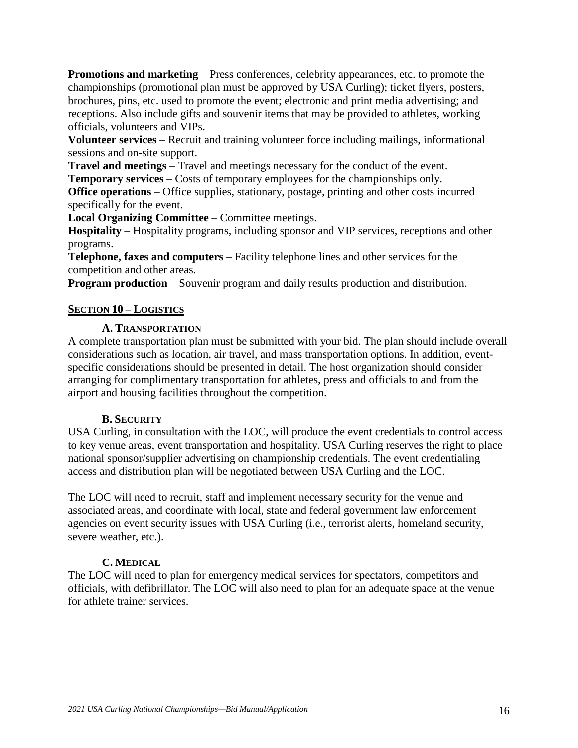**Promotions and marketing** – Press conferences, celebrity appearances, etc. to promote the championships (promotional plan must be approved by USA Curling); ticket flyers, posters, brochures, pins, etc. used to promote the event; electronic and print media advertising; and receptions. Also include gifts and souvenir items that may be provided to athletes, working officials, volunteers and VIPs.

**Volunteer services** – Recruit and training volunteer force including mailings, informational sessions and on-site support.

**Travel and meetings** – Travel and meetings necessary for the conduct of the event.

**Temporary services** – Costs of temporary employees for the championships only.

**Office operations** – Office supplies, stationary, postage, printing and other costs incurred specifically for the event.

**Local Organizing Committee** – Committee meetings.

**Hospitality** – Hospitality programs, including sponsor and VIP services, receptions and other programs.

**Telephone, faxes and computers** – Facility telephone lines and other services for the competition and other areas.

**Program production** – Souvenir program and daily results production and distribution.

## SECTION 10 – LOGISTICS

### A. TRANSPORTATION

A complete transportation plan must be submitted with your bid. The plan should include overall considerations such as location, air travel, and mass transportation options. In addition, event-specific considerations should be presented in detail. The host organization should consider arranging for complimentary transportation for athletes, press and officials to and from the airport and housing facilities throughout the competition.

### B. SECURITY

USA Curling, in consultation with the LOC, will produce the event credentials to control access to key venue areas, event transportation and hospitality. USA Curling reserves the right to place national sponsor/supplier advertising on championship credentials. The event credentialing access and distribution plan will be negotiated between USA Curling and the LOC.

The LOC will need to recruit, staff and implement necessary security for the venue and associated areas, and coordinate with local, state and federal government law enforcement agencies on event security issues with USA Curling (i.e., terrorist alerts, homeland security, severe weather, etc.).

### C. MEDICAL

The LOC will need to plan for emergency medical services for spectators, competitors and officials, with defibrillator. The LOC will also need to plan for an adequate space at the venue for athlete trainer services.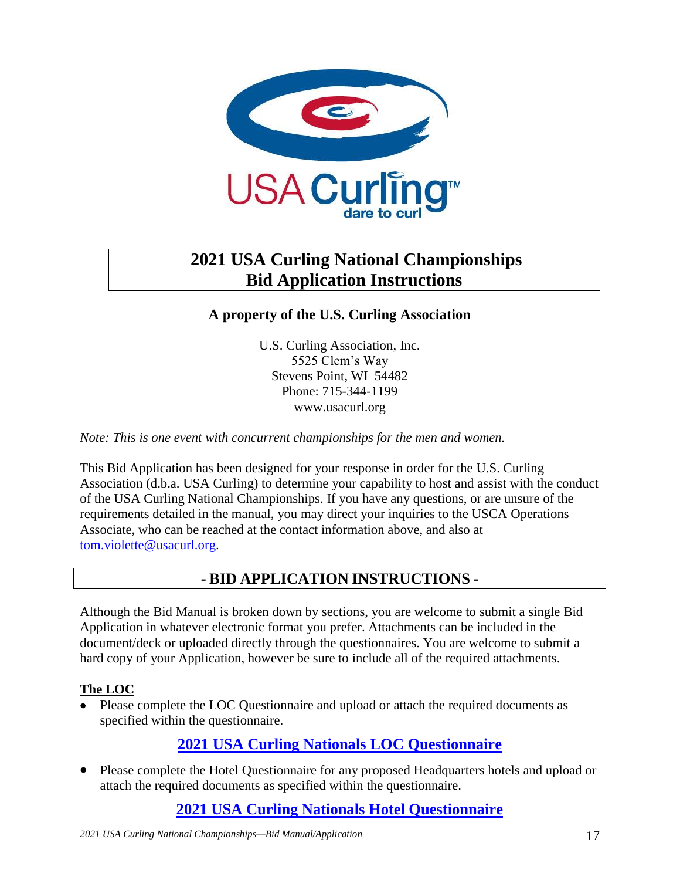# 2021 USA Curling National Championships Bid Application Instructions

**A property of the U.S. Curling Association**

U.S. Curling Association, Inc.
5525 Clem's Way
Stevens Point, WI 54482
Phone: 715-344-1199
www.usacurl.org

*Note: This is one event with concurrent championships for the men and women.*

This Bid Application has been designed for your response in order for the U.S. Curling Association (d.b.a. USA Curling) to determine your capability to host and assist with the conduct of the USA Curling National Championships. If you have any questions, or are unsure of the requirements detailed in the manual, you may direct your inquiries to the USCA Operations Associate, who can be reached at the contact information above, and also at tom.violette@usacurl.org.

## - BID APPLICATION INSTRUCTIONS -

Although the Bid Manual is broken down by sections, you are welcome to submit a single Bid Application in whatever electronic format you prefer. Attachments can be included in the document/deck or uploaded directly through the questionnaires. You are welcome to submit a hard copy of your Application, however be sure to include all of the required attachments.

**The LOC**

- Please complete the LOC Questionnaire and upload or attach the required documents as specified within the questionnaire.

**2021 USA Curling Nationals LOC Questionnaire**

- Please complete the Hotel Questionnaire for any proposed Headquarters hotels and upload or attach the required documents as specified within the questionnaire.

**2021 USA Curling Nationals Hotel Questionnaire**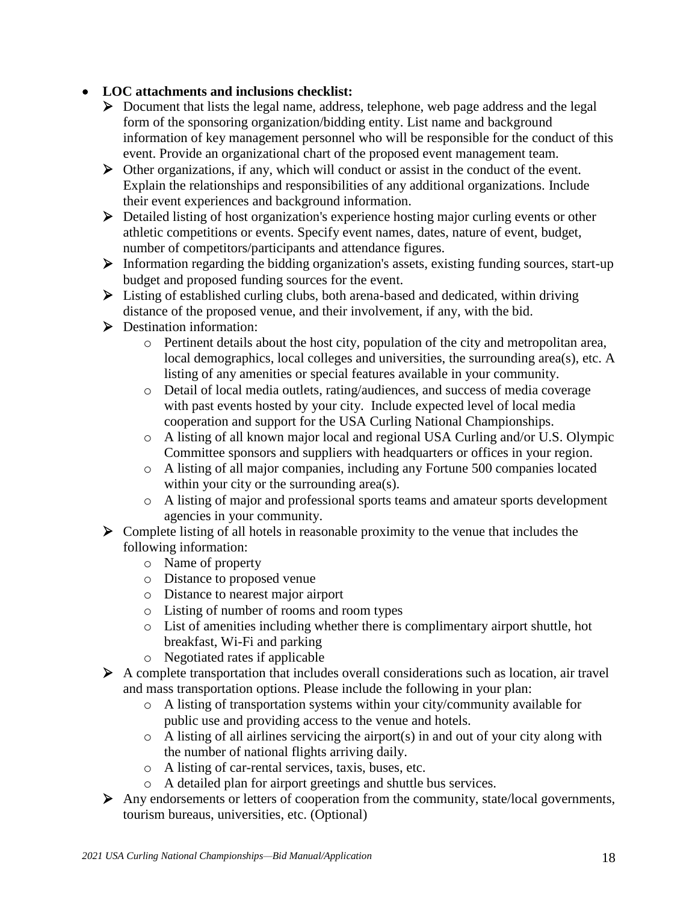- **LOC attachments and inclusions checklist:**
  - Document that lists the legal name, address, telephone, web page address and the legal form of the sponsoring organization/bidding entity. List name and background information of key management personnel who will be responsible for the conduct of this event. Provide an organizational chart of the proposed event management team.
  - Other organizations, if any, which will conduct or assist in the conduct of the event. Explain the relationships and responsibilities of any additional organizations. Include their event experiences and background information.
  - Detailed listing of host organization's experience hosting major curling events or other athletic competitions or events. Specify event names, dates, nature of event, budget, number of competitors/participants and attendance figures.
  - Information regarding the bidding organization's assets, existing funding sources, start-up budget and proposed funding sources for the event.
  - Listing of established curling clubs, both arena-based and dedicated, within driving distance of the proposed venue, and their involvement, if any, with the bid.
  - Destination information:
    - Pertinent details about the host city, population of the city and metropolitan area, local demographics, local colleges and universities, the surrounding area(s), etc. A listing of any amenities or special features available in your community.
    - Detail of local media outlets, rating/audiences, and success of media coverage with past events hosted by your city. Include expected level of local media cooperation and support for the USA Curling National Championships.
    - A listing of all known major local and regional USA Curling and/or U.S. Olympic Committee sponsors and suppliers with headquarters or offices in your region.
    - A listing of all major companies, including any Fortune 500 companies located within your city or the surrounding area(s).
    - A listing of major and professional sports teams and amateur sports development agencies in your community.
  - Complete listing of all hotels in reasonable proximity to the venue that includes the following information:
    - Name of property
    - Distance to proposed venue
    - Distance to nearest major airport
    - Listing of number of rooms and room types
    - List of amenities including whether there is complimentary airport shuttle, hot breakfast, Wi-Fi and parking
    - Negotiated rates if applicable
  - A complete transportation that includes overall considerations such as location, air travel and mass transportation options. Please include the following in your plan:
    - A listing of transportation systems within your city/community available for public use and providing access to the venue and hotels.
    - A listing of all airlines servicing the airport(s) in and out of your city along with the number of national flights arriving daily.
    - A listing of car-rental services, taxis, buses, etc.
    - A detailed plan for airport greetings and shuttle bus services.
  - Any endorsements or letters of cooperation from the community, state/local governments, tourism bureaus, universities, etc. (Optional)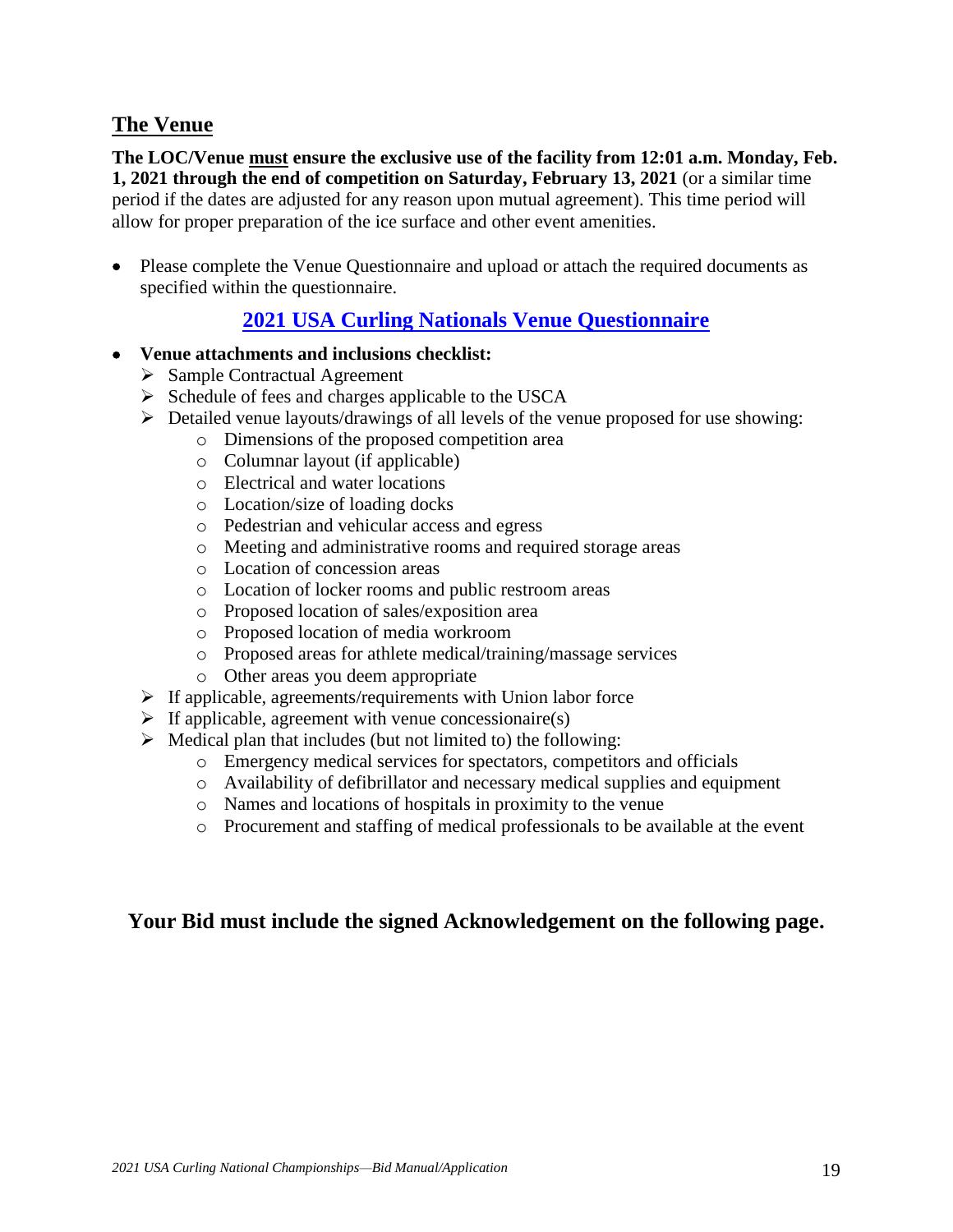## The Venue

**The LOC/Venue <u>must</u> ensure the exclusive use of the facility from 12:01 a.m. Monday, Feb. 1, 2021 through the end of competition on Saturday, February 13, 2021** (or a similar time period if the dates are adjusted for any reason upon mutual agreement). This time period will allow for proper preparation of the ice surface and other event amenities.

- Please complete the Venue Questionnaire and upload or attach the required documents as specified within the questionnaire.

**2021 USA Curling Nationals Venue Questionnaire**

- **Venue attachments and inclusions checklist:**
  - Sample Contractual Agreement
  - Schedule of fees and charges applicable to the USCA
  - Detailed venue layouts/drawings of all levels of the venue proposed for use showing:
    - Dimensions of the proposed competition area
    - Columnar layout (if applicable)
    - Electrical and water locations
    - Location/size of loading docks
    - Pedestrian and vehicular access and egress
    - Meeting and administrative rooms and required storage areas
    - Location of concession areas
    - Location of locker rooms and public restroom areas
    - Proposed location of sales/exposition area
    - Proposed location of media workroom
    - Proposed areas for athlete medical/training/massage services
    - Other areas you deem appropriate
  - If applicable, agreements/requirements with Union labor force
  - If applicable, agreement with venue concessionaire(s)
  - Medical plan that includes (but not limited to) the following:
    - Emergency medical services for spectators, competitors and officials
    - Availability of defibrillator and necessary medical supplies and equipment
    - Names and locations of hospitals in proximity to the venue
    - Procurement and staffing of medical professionals to be available at the event

**Your Bid must include the signed Acknowledgement on the following page.**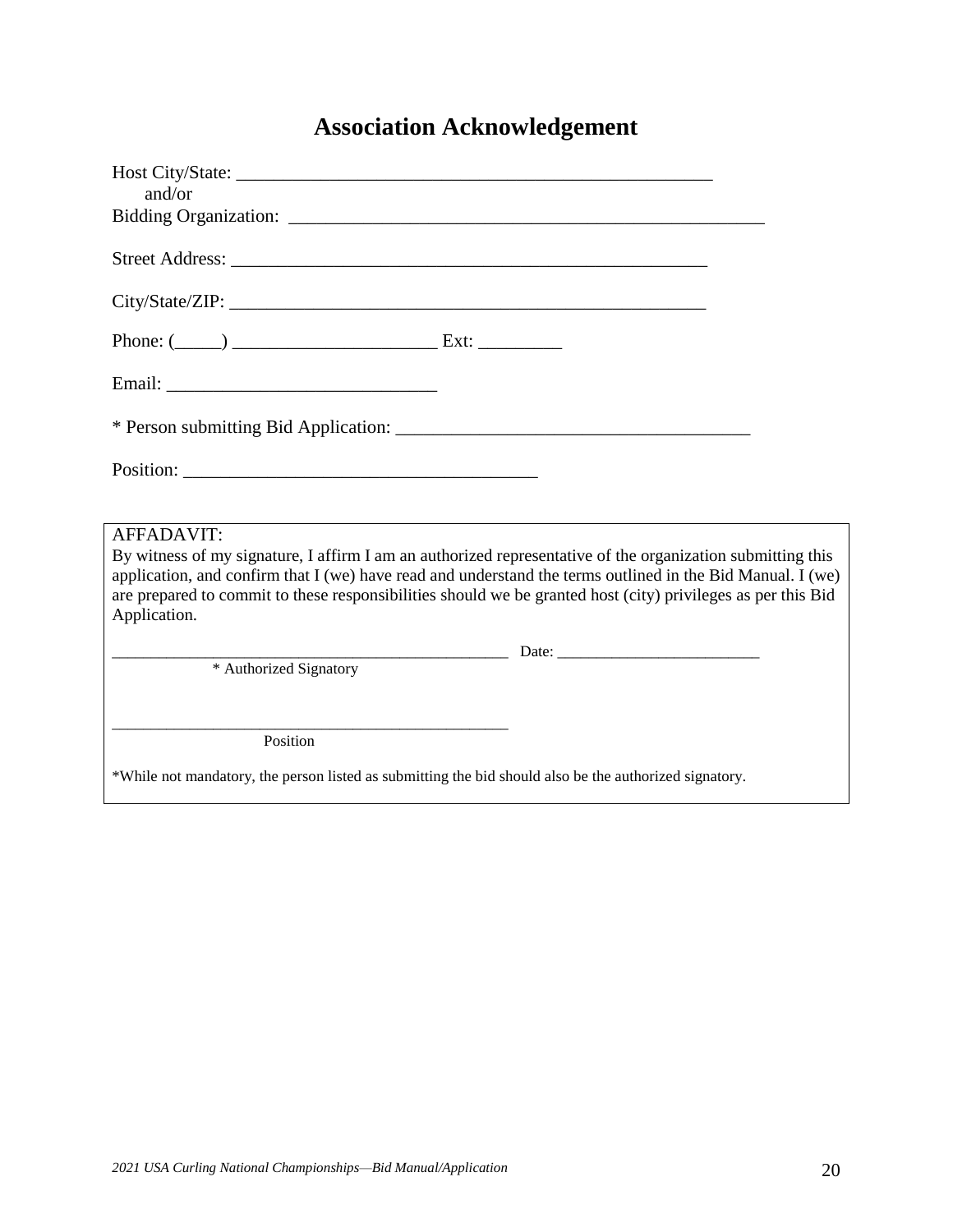# Association Acknowledgement

Host City/State: ____________________________________________________

and/or

Bidding Organization: ____________________________________________________

Street Address: ____________________________________________________

City/State/ZIP: ____________________________________________________

Phone: (_____) ______________________ Ext: _________

Email: ______________________________

* Person submitting Bid Application: ______________________________________

Position: ______________________________________

AFFADAVIT:

By witness of my signature, I affirm I am an authorized representative of the organization submitting this application, and confirm that I (we) have read and understand the terms outlined in the Bid Manual. I (we) are prepared to commit to these responsibilities should we be granted host (city) privileges as per this Bid Application.

__________________________________________________ Date: __________________________

* Authorized Signatory

__________________________________________________

Position

*While not mandatory, the person listed as submitting the bid should also be the authorized signatory.